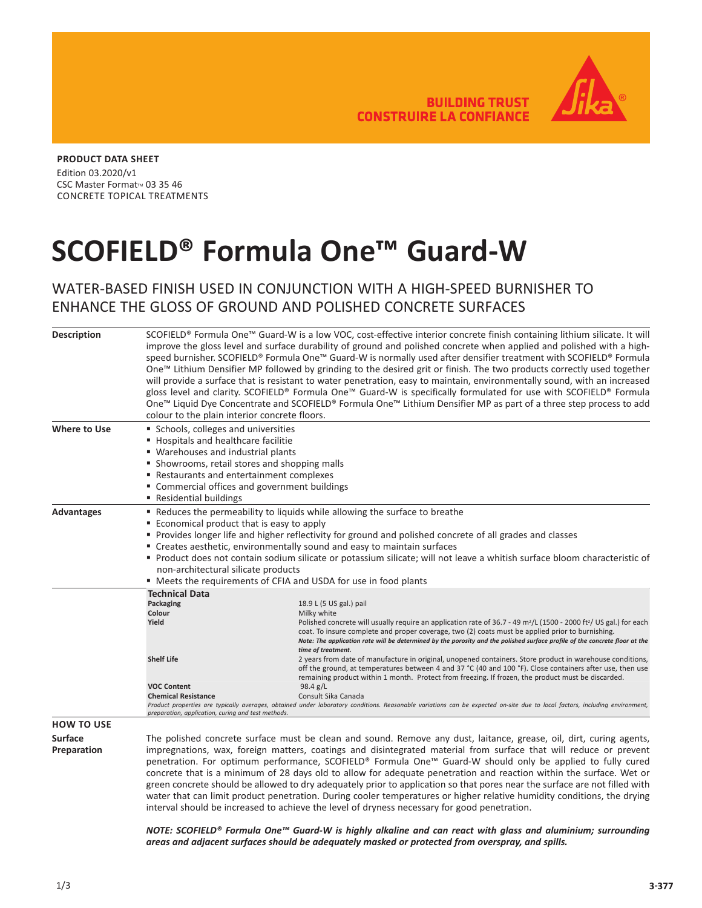BUILDING TRUST
CONSTRUIRE LA CONFIANCE

**PRODUCT DATA SHEET**
Edition 03.2020/v1
CSC Master Format™ 03 35 46
CONCRETE TOPICAL TREATMENTS

# SCOFIELD® Formula One™ Guard-W

## WATER-BASED FINISH USED IN CONJUNCTION WITH A HIGH-SPEED BURNISHER TO ENHANCE THE GLOSS OF GROUND AND POLISHED CONCRETE SURFACES

### Description

SCOFIELD® Formula One™ Guard-W is a low VOC, cost-effective interior concrete finish containing lithium silicate. It will improve the gloss level and surface durability of ground and polished concrete when applied and polished with a high-speed burnisher. SCOFIELD® Formula One™ Guard-W is normally used after densifier treatment with SCOFIELD® Formula One™ Lithium Densifier MP followed by grinding to the desired grit or finish. The two products correctly used together will provide a surface that is resistant to water penetration, easy to maintain, environmentally sound, with an increased gloss level and clarity. SCOFIELD® Formula One™ Guard-W is specifically formulated for use with SCOFIELD® Formula One™ Liquid Dye Concentrate and SCOFIELD® Formula One™ Lithium Densifier MP as part of a three step process to add colour to the plain interior concrete floors.

### Where to Use

- Schools, colleges and universities
- Hospitals and healthcare facilitie
- Warehouses and industrial plants
- Showrooms, retail stores and shopping malls
- Restaurants and entertainment complexes
- Commercial offices and government buildings
- Residential buildings

### Advantages

- Reduces the permeability to liquids while allowing the surface to breathe
- Economical product that is easy to apply
- Provides longer life and higher reflectivity for ground and polished concrete of all grades and classes
- Creates aesthetic, environmentally sound and easy to maintain surfaces
- Product does not contain sodium silicate or potassium silicate; will not leave a whitish surface bloom characteristic of non-architectural silicate products
- Meets the requirements of CFIA and USDA for use in food plants

### Technical Data

| | |
|---|---|
| **Packaging** | 18.9 L (5 US gal.) pail |
| **Colour** | Milky white |
| **Yield** | Polished concrete will usually require an application rate of 36.7 - 49 m²/L (1500 - 2000 ft²/ US gal.) for each coat. To insure complete and proper coverage, two (2) coats must be applied prior to burnishing. ***Note: The application rate will be determined by the porosity and the polished surface profile of the concrete floor at the time of treatment.*** |
| **Shelf Life** | 2 years from date of manufacture in original, unopened containers. Store product in warehouse conditions, off the ground, at temperatures between 4 and 37 °C (40 and 100 °F). Close containers after use, then use remaining product within 1 month. Protect from freezing. If frozen, the product must be discarded. |
| **VOC Content** | 98.4 g/L |
| **Chemical Resistance** | Consult Sika Canada |

*Product properties are typically averages, obtained under laboratory conditions. Reasonable variations can be expected on-site due to local factors, including environment, preparation, application, curing and test methods.*

## HOW TO USE

### Surface Preparation

The polished concrete surface must be clean and sound. Remove any dust, laitance, grease, oil, dirt, curing agents, impregnations, wax, foreign matters, coatings and disintegrated material from surface that will reduce or prevent penetration. For optimum performance, SCOFIELD® Formula One™ Guard-W should only be applied to fully cured concrete that is a minimum of 28 days old to allow for adequate penetration and reaction within the surface. Wet or green concrete should be allowed to dry adequately prior to application so that pores near the surface are not filled with water that can limit product penetration. During cooler temperatures or higher relative humidity conditions, the drying interval should be increased to achieve the level of dryness necessary for good penetration.

***NOTE: SCOFIELD® Formula One™ Guard-W is highly alkaline and can react with glass and aluminium; surrounding areas and adjacent surfaces should be adequately masked or protected from overspray, and spills.***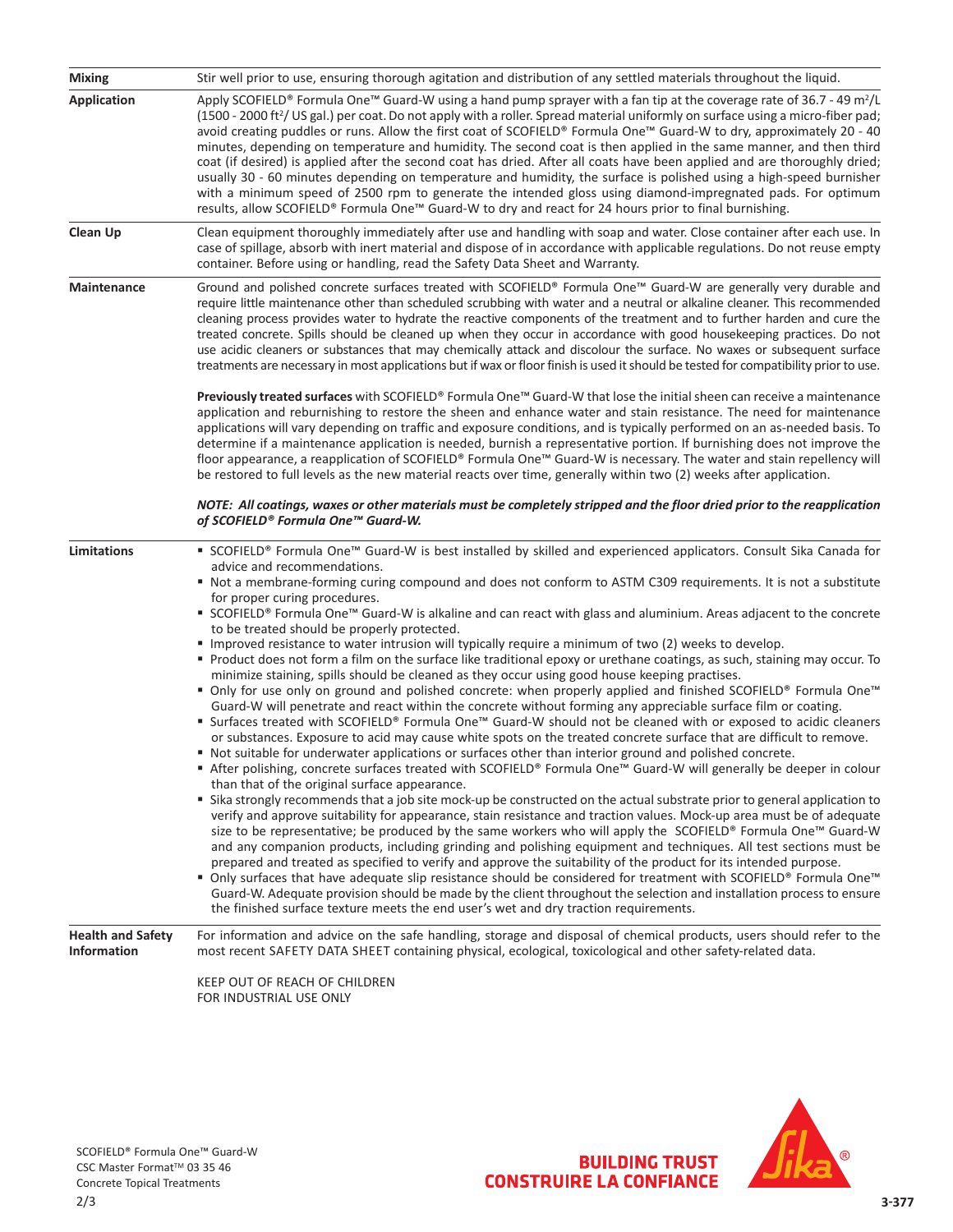**Mixing**

Stir well prior to use, ensuring thorough agitation and distribution of any settled materials throughout the liquid.

**Application**

Apply SCOFIELD® Formula One™ Guard-W using a hand pump sprayer with a fan tip at the coverage rate of 36.7 - 49 $m^2$/L (1500 - 2000 $ft^2$/ US gal.) per coat. Do not apply with a roller. Spread material uniformly on surface using a micro-fiber pad; avoid creating puddles or runs. Allow the first coat of SCOFIELD® Formula One™ Guard-W to dry, approximately 20 - 40 minutes, depending on temperature and humidity. The second coat is then applied in the same manner, and then third coat (if desired) is applied after the second coat has dried. After all coats have been applied and are thoroughly dried; usually 30 - 60 minutes depending on temperature and humidity, the surface is polished using a high-speed burnisher with a minimum speed of 2500 rpm to generate the intended gloss using diamond-impregnated pads. For optimum results, allow SCOFIELD® Formula One™ Guard-W to dry and react for 24 hours prior to final burnishing.

**Clean Up**

Clean equipment thoroughly immediately after use and handling with soap and water. Close container after each use. In case of spillage, absorb with inert material and dispose of in accordance with applicable regulations. Do not reuse empty container. Before using or handling, read the Safety Data Sheet and Warranty.

**Maintenance**

Ground and polished concrete surfaces treated with SCOFIELD® Formula One™ Guard-W are generally very durable and require little maintenance other than scheduled scrubbing with water and a neutral or alkaline cleaner. This recommended cleaning process provides water to hydrate the reactive components of the treatment and to further harden and cure the treated concrete. Spills should be cleaned up when they occur in accordance with good housekeeping practices. Do not use acidic cleaners or substances that may chemically attack and discolour the surface. No waxes or subsequent surface treatments are necessary in most applications but if wax or floor finish is used it should be tested for compatibility prior to use.

**Previously treated surfaces** with SCOFIELD® Formula One™ Guard-W that lose the initial sheen can receive a maintenance application and reburnishing to restore the sheen and enhance water and stain resistance. The need for maintenance applications will vary depending on traffic and exposure conditions, and is typically performed on an as-needed basis. To determine if a maintenance application is needed, burnish a representative portion. If burnishing does not improve the floor appearance, a reapplication of SCOFIELD® Formula One™ Guard-W is necessary. The water and stain repellency will be restored to full levels as the new material reacts over time, generally within two (2) weeks after application.

***NOTE: All coatings, waxes or other materials must be completely stripped and the floor dried prior to the reapplication of SCOFIELD® Formula One™ Guard-W.***

**Limitations**

- SCOFIELD® Formula One™ Guard-W is best installed by skilled and experienced applicators. Consult Sika Canada for advice and recommendations.
- Not a membrane-forming curing compound and does not conform to ASTM C309 requirements. It is not a substitute for proper curing procedures.
- SCOFIELD® Formula One™ Guard-W is alkaline and can react with glass and aluminium. Areas adjacent to the concrete to be treated should be properly protected.
- Improved resistance to water intrusion will typically require a minimum of two (2) weeks to develop.
- Product does not form a film on the surface like traditional epoxy or urethane coatings, as such, staining may occur. To minimize staining, spills should be cleaned as they occur using good house keeping practises.
- Only for use only on ground and polished concrete: when properly applied and finished SCOFIELD® Formula One™ Guard-W will penetrate and react within the concrete without forming any appreciable surface film or coating.
- Surfaces treated with SCOFIELD® Formula One™ Guard-W should not be cleaned with or exposed to acidic cleaners or substances. Exposure to acid may cause white spots on the treated concrete surface that are difficult to remove.
- Not suitable for underwater applications or surfaces other than interior ground and polished concrete.
- After polishing, concrete surfaces treated with SCOFIELD® Formula One™ Guard-W will generally be deeper in colour than that of the original surface appearance.
- Sika strongly recommends that a job site mock-up be constructed on the actual substrate prior to general application to verify and approve suitability for appearance, stain resistance and traction values. Mock-up area must be of adequate size to be representative; be produced by the same workers who will apply the SCOFIELD® Formula One™ Guard-W and any companion products, including grinding and polishing equipment and techniques. All test sections must be prepared and treated as specified to verify and approve the suitability of the product for its intended purpose.
- Only surfaces that have adequate slip resistance should be considered for treatment with SCOFIELD® Formula One™ Guard-W. Adequate provision should be made by the client throughout the selection and installation process to ensure the finished surface texture meets the end user's wet and dry traction requirements.

**Health and Safety Information**

For information and advice on the safe handling, storage and disposal of chemical products, users should refer to the most recent SAFETY DATA SHEET containing physical, ecological, toxicological and other safety-related data.

KEEP OUT OF REACH OF CHILDREN
FOR INDUSTRIAL USE ONLY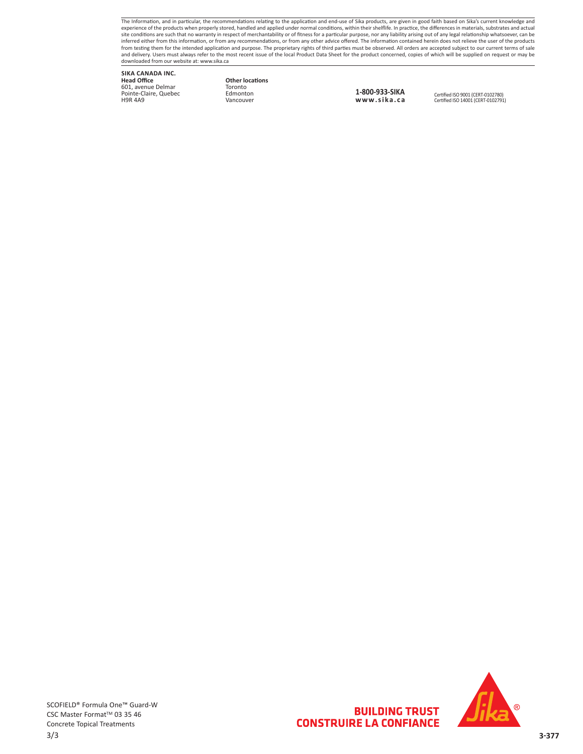The Information, and in particular, the recommendations relating to the application and end-use of Sika products, are given in good faith based on Sika's current knowledge and experience of the products when properly stored, handled and applied under normal conditions, within their shelflife. In practice, the differences in materials, substrates and actual site conditions are such that no warranty in respect of merchantability or of fitness for a particular purpose, nor any liability arising out of any legal relationship whatsoever, can be inferred either from this information, or from any recommendations, or from any other advice offered. The information contained herein does not relieve the user of the products from testing them for the intended application and purpose. The proprietary rights of third parties must be observed. All orders are accepted subject to our current terms of sale and delivery. Users must always refer to the most recent issue of the local Product Data Sheet for the product concerned, copies of which will be supplied on request or may be downloaded from our website at: www.sika.ca

**SIKA CANADA INC.**
**Head Office**
601, avenue Delmar
Pointe-Claire, Quebec
H9R 4A9

**Other locations**
Toronto
Edmonton
Vancouver

**1-800-933-SIKA**
**www.sika.ca**

Certified ISO 9001 (CERT-0102780)
Certified ISO 14001 (CERT-0102791)

SCOFIELD® Formula One™ Guard-W
CSC Master Format™ 03 35 46
Concrete Topical Treatments

**BUILDING TRUST**
**CONSTRUIRE LA CONFIANCE**